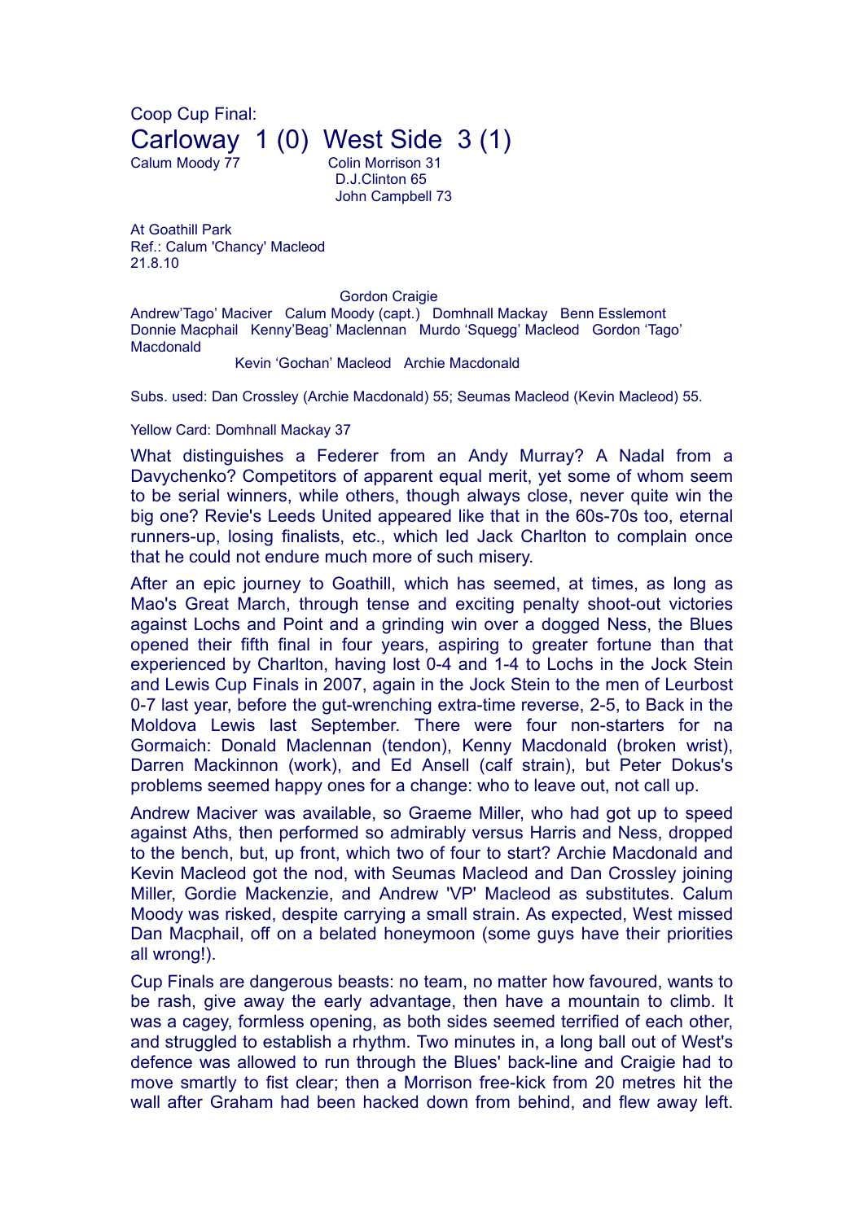Coop Cup Final:

# Carloway 1 (0) West Side 3 (1)

Calum Moody 77

Colin Morrison 31
D.J.Clinton 65
John Campbell 73

At Goathill Park
Ref.: Calum 'Chancy' Macleod
21.8.10

Gordon Craigie

Andrew'Tago' Maciver Calum Moody (capt.) Domhnall Mackay Benn Esslemont

Donnie Macphail Kenny'Beag' Maclennan Murdo 'Squegg' Macleod Gordon 'Tago' Macdonald

Kevin 'Gochan' Macleod Archie Macdonald

Subs. used: Dan Crossley (Archie Macdonald) 55; Seumas Macleod (Kevin Macleod) 55.

Yellow Card: Domhnall Mackay 37

What distinguishes a Federer from an Andy Murray? A Nadal from a Davychenko? Competitors of apparent equal merit, yet some of whom seem to be serial winners, while others, though always close, never quite win the big one? Revie's Leeds United appeared like that in the 60s-70s too, eternal runners-up, losing finalists, etc., which led Jack Charlton to complain once that he could not endure much more of such misery.

After an epic journey to Goathill, which has seemed, at times, as long as Mao's Great March, through tense and exciting penalty shoot-out victories against Lochs and Point and a grinding win over a dogged Ness, the Blues opened their fifth final in four years, aspiring to greater fortune than that experienced by Charlton, having lost 0-4 and 1-4 to Lochs in the Jock Stein and Lewis Cup Finals in 2007, again in the Jock Stein to the men of Leurbost 0-7 last year, before the gut-wrenching extra-time reverse, 2-5, to Back in the Moldova Lewis last September. There were four non-starters for na Gormaich: Donald Maclennan (tendon), Kenny Macdonald (broken wrist), Darren Mackinnon (work), and Ed Ansell (calf strain), but Peter Dokus's problems seemed happy ones for a change: who to leave out, not call up.

Andrew Maciver was available, so Graeme Miller, who had got up to speed against Aths, then performed so admirably versus Harris and Ness, dropped to the bench, but, up front, which two of four to start? Archie Macdonald and Kevin Macleod got the nod, with Seumas Macleod and Dan Crossley joining Miller, Gordie Mackenzie, and Andrew 'VP' Macleod as substitutes. Calum Moody was risked, despite carrying a small strain. As expected, West missed Dan Macphail, off on a belated honeymoon (some guys have their priorities all wrong!).

Cup Finals are dangerous beasts: no team, no matter how favoured, wants to be rash, give away the early advantage, then have a mountain to climb. It was a cagey, formless opening, as both sides seemed terrified of each other, and struggled to establish a rhythm. Two minutes in, a long ball out of West's defence was allowed to run through the Blues' back-line and Craigie had to move smartly to fist clear; then a Morrison free-kick from 20 metres hit the wall after Graham had been hacked down from behind, and flew away left.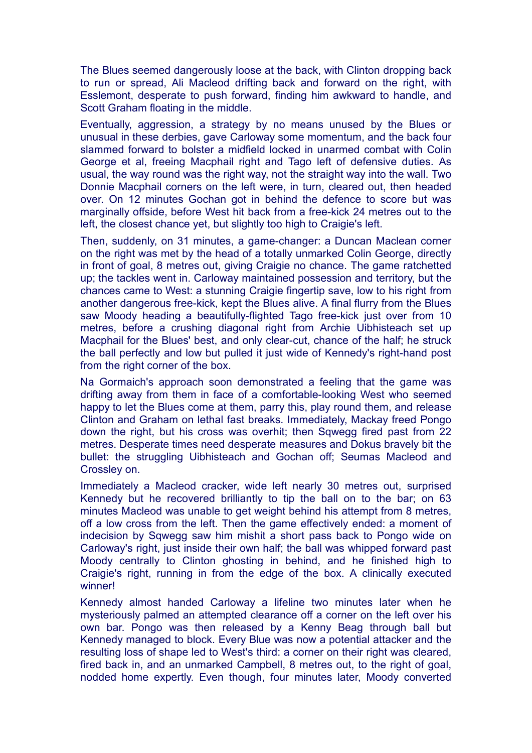The Blues seemed dangerously loose at the back, with Clinton dropping back to run or spread, Ali Macleod drifting back and forward on the right, with Esslemont, desperate to push forward, finding him awkward to handle, and Scott Graham floating in the middle.

Eventually, aggression, a strategy by no means unused by the Blues or unusual in these derbies, gave Carloway some momentum, and the back four slammed forward to bolster a midfield locked in unarmed combat with Colin George et al, freeing Macphail right and Tago left of defensive duties. As usual, the way round was the right way, not the straight way into the wall. Two Donnie Macphail corners on the left were, in turn, cleared out, then headed over. On 12 minutes Gochan got in behind the defence to score but was marginally offside, before West hit back from a free-kick 24 metres out to the left, the closest chance yet, but slightly too high to Craigie's left.

Then, suddenly, on 31 minutes, a game-changer: a Duncan Maclean corner on the right was met by the head of a totally unmarked Colin George, directly in front of goal, 8 metres out, giving Craigie no chance. The game ratchetted up; the tackles went in. Carloway maintained possession and territory, but the chances came to West: a stunning Craigie fingertip save, low to his right from another dangerous free-kick, kept the Blues alive. A final flurry from the Blues saw Moody heading a beautifully-flighted Tago free-kick just over from 10 metres, before a crushing diagonal right from Archie Uibhisteach set up Macphail for the Blues' best, and only clear-cut, chance of the half; he struck the ball perfectly and low but pulled it just wide of Kennedy's right-hand post from the right corner of the box.

Na Gormaich's approach soon demonstrated a feeling that the game was drifting away from them in face of a comfortable-looking West who seemed happy to let the Blues come at them, parry this, play round them, and release Clinton and Graham on lethal fast breaks. Immediately, Mackay freed Pongo down the right, but his cross was overhit; then Sqwegg fired past from 22 metres. Desperate times need desperate measures and Dokus bravely bit the bullet: the struggling Uibhisteach and Gochan off; Seumas Macleod and Crossley on.

Immediately a Macleod cracker, wide left nearly 30 metres out, surprised Kennedy but he recovered brilliantly to tip the ball on to the bar; on 63 minutes Macleod was unable to get weight behind his attempt from 8 metres, off a low cross from the left. Then the game effectively ended: a moment of indecision by Sqwegg saw him mishit a short pass back to Pongo wide on Carloway's right, just inside their own half; the ball was whipped forward past Moody centrally to Clinton ghosting in behind, and he finished high to Craigie's right, running in from the edge of the box. A clinically executed winner!

Kennedy almost handed Carloway a lifeline two minutes later when he mysteriously palmed an attempted clearance off a corner on the left over his own bar. Pongo was then released by a Kenny Beag through ball but Kennedy managed to block. Every Blue was now a potential attacker and the resulting loss of shape led to West's third: a corner on their right was cleared, fired back in, and an unmarked Campbell, 8 metres out, to the right of goal, nodded home expertly. Even though, four minutes later, Moody converted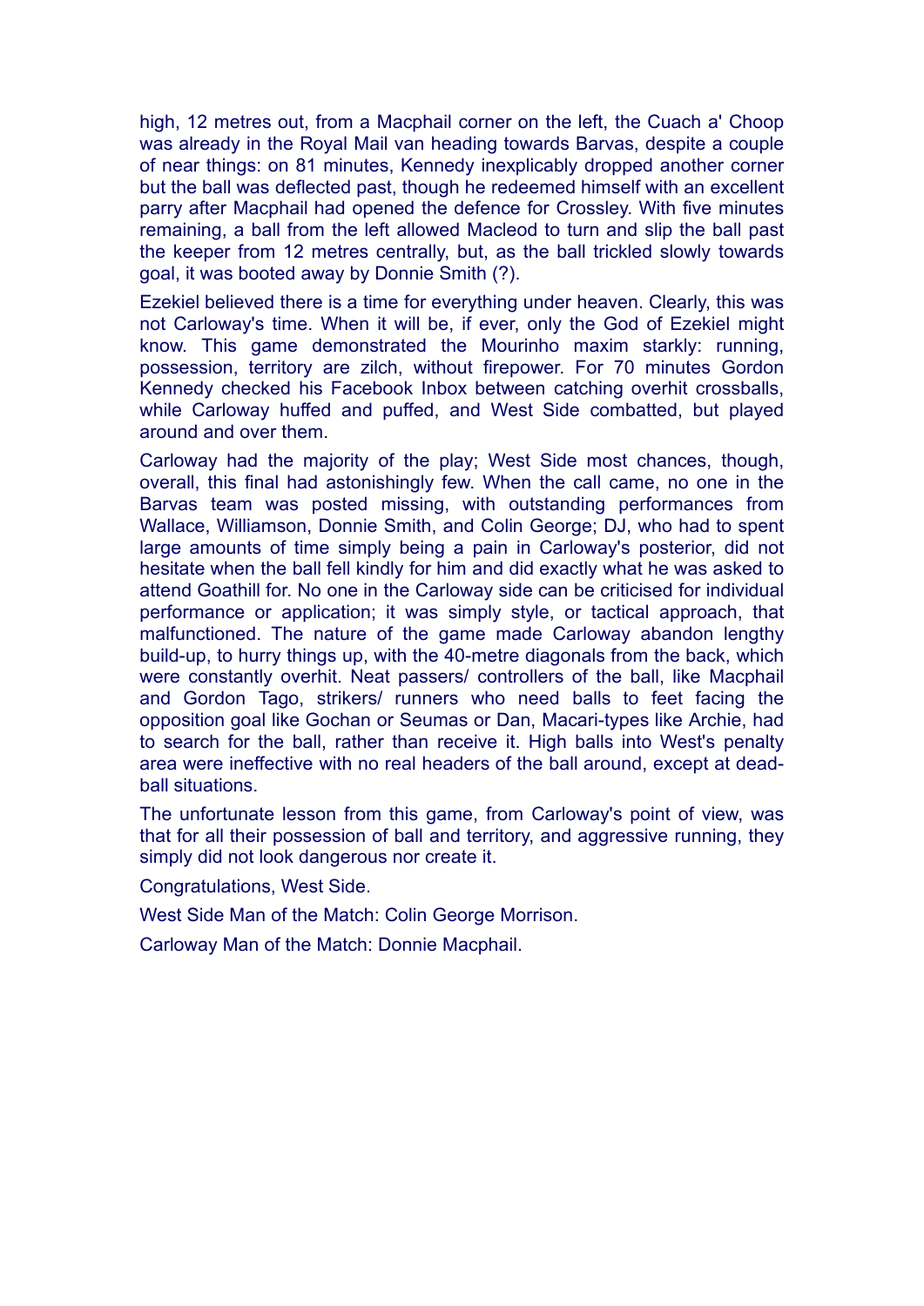high, 12 metres out, from a Macphail corner on the left, the Cuach a' Choop was already in the Royal Mail van heading towards Barvas, despite a couple of near things: on 81 minutes, Kennedy inexplicably dropped another corner but the ball was deflected past, though he redeemed himself with an excellent parry after Macphail had opened the defence for Crossley. With five minutes remaining, a ball from the left allowed Macleod to turn and slip the ball past the keeper from 12 metres centrally, but, as the ball trickled slowly towards goal, it was booted away by Donnie Smith (?).

Ezekiel believed there is a time for everything under heaven. Clearly, this was not Carloway's time. When it will be, if ever, only the God of Ezekiel might know. This game demonstrated the Mourinho maxim starkly: running, possession, territory are zilch, without firepower. For 70 minutes Gordon Kennedy checked his Facebook Inbox between catching overhit crossballs, while Carloway huffed and puffed, and West Side combatted, but played around and over them.

Carloway had the majority of the play; West Side most chances, though, overall, this final had astonishingly few. When the call came, no one in the Barvas team was posted missing, with outstanding performances from Wallace, Williamson, Donnie Smith, and Colin George; DJ, who had to spent large amounts of time simply being a pain in Carloway's posterior, did not hesitate when the ball fell kindly for him and did exactly what he was asked to attend Goathill for. No one in the Carloway side can be criticised for individual performance or application; it was simply style, or tactical approach, that malfunctioned. The nature of the game made Carloway abandon lengthy build-up, to hurry things up, with the 40-metre diagonals from the back, which were constantly overhit. Neat passers/ controllers of the ball, like Macphail and Gordon Tago, strikers/ runners who need balls to feet facing the opposition goal like Gochan or Seumas or Dan, Macari-types like Archie, had to search for the ball, rather than receive it. High balls into West's penalty area were ineffective with no real headers of the ball around, except at dead-ball situations.

The unfortunate lesson from this game, from Carloway's point of view, was that for all their possession of ball and territory, and aggressive running, they simply did not look dangerous nor create it.

Congratulations, West Side.

West Side Man of the Match: Colin George Morrison.

Carloway Man of the Match: Donnie Macphail.